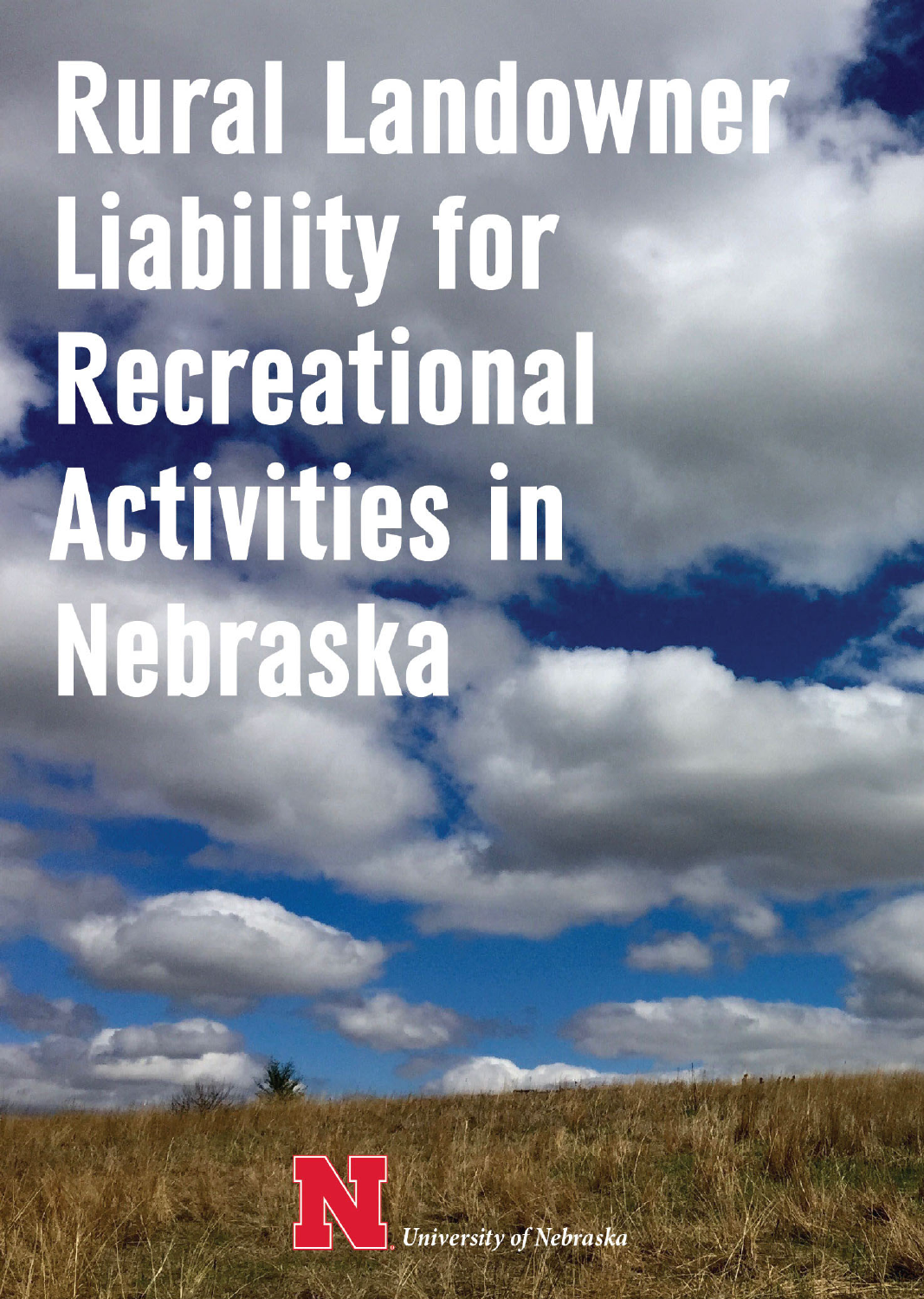# Rural Landowner Liability for Recreational Activities in Nebraska

University of Nebraska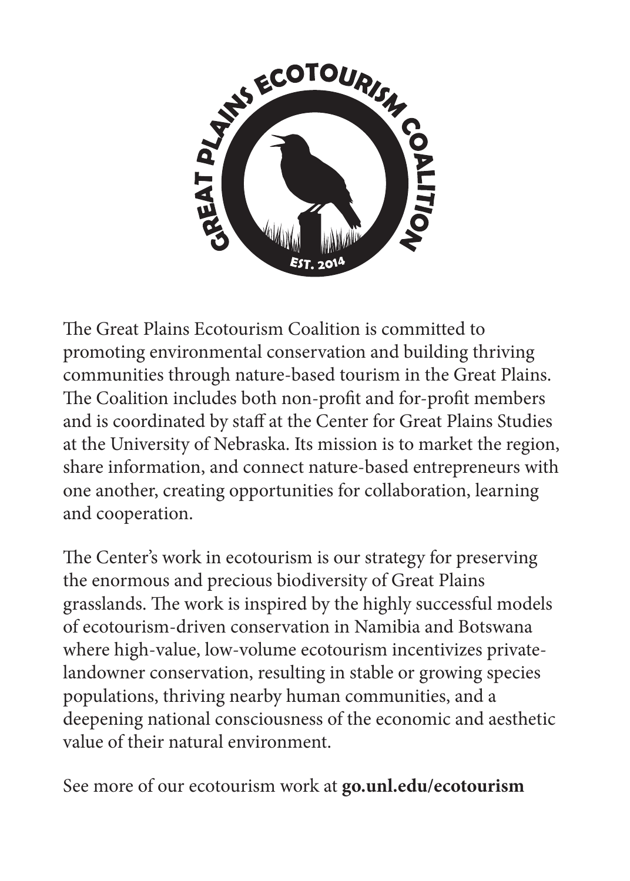GREAT PLAINS ECOTOURISM COALITION

EST. 2014

The Great Plains Ecotourism Coalition is committed to promoting environmental conservation and building thriving communities through nature-based tourism in the Great Plains. The Coalition includes both non-profit and for-profit members and is coordinated by staff at the Center for Great Plains Studies at the University of Nebraska. Its mission is to market the region, share information, and connect nature-based entrepreneurs with one another, creating opportunities for collaboration, learning and cooperation.

The Center's work in ecotourism is our strategy for preserving the enormous and precious biodiversity of Great Plains grasslands. The work is inspired by the highly successful models of ecotourism-driven conservation in Namibia and Botswana where high-value, low-volume ecotourism incentivizes private-landowner conservation, resulting in stable or growing species populations, thriving nearby human communities, and a deepening national consciousness of the economic and aesthetic value of their natural environment.

See more of our ecotourism work at **go.unl.edu/ecotourism**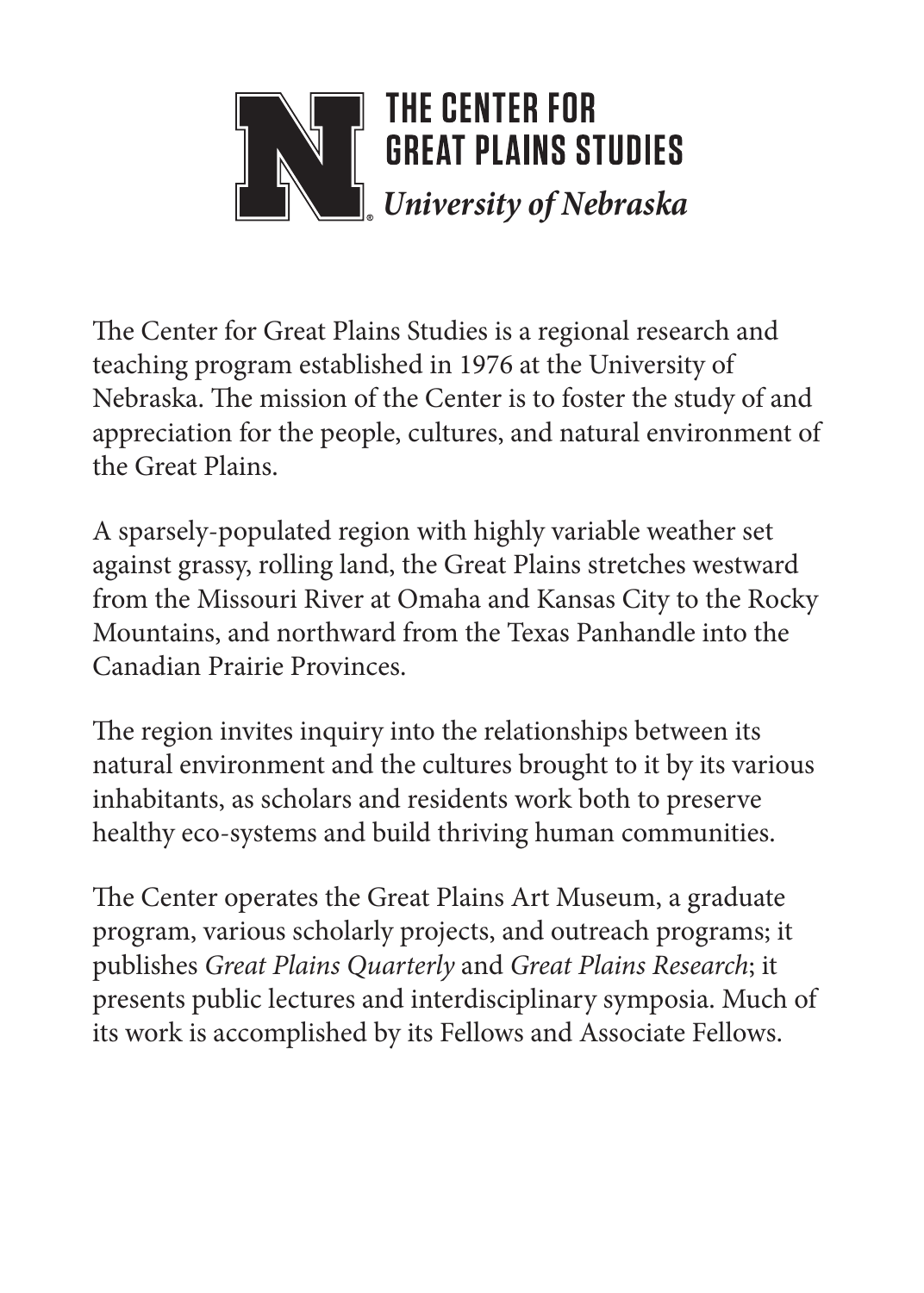# THE CENTER FOR GREAT PLAINS STUDIES

*University of Nebraska*

The Center for Great Plains Studies is a regional research and teaching program established in 1976 at the University of Nebraska. The mission of the Center is to foster the study of and appreciation for the people, cultures, and natural environment of the Great Plains.

A sparsely-populated region with highly variable weather set against grassy, rolling land, the Great Plains stretches westward from the Missouri River at Omaha and Kansas City to the Rocky Mountains, and northward from the Texas Panhandle into the Canadian Prairie Provinces.

The region invites inquiry into the relationships between its natural environment and the cultures brought to it by its various inhabitants, as scholars and residents work both to preserve healthy eco-systems and build thriving human communities.

The Center operates the Great Plains Art Museum, a graduate program, various scholarly projects, and outreach programs; it publishes *Great Plains Quarterly* and *Great Plains Research*; it presents public lectures and interdisciplinary symposia. Much of its work is accomplished by its Fellows and Associate Fellows.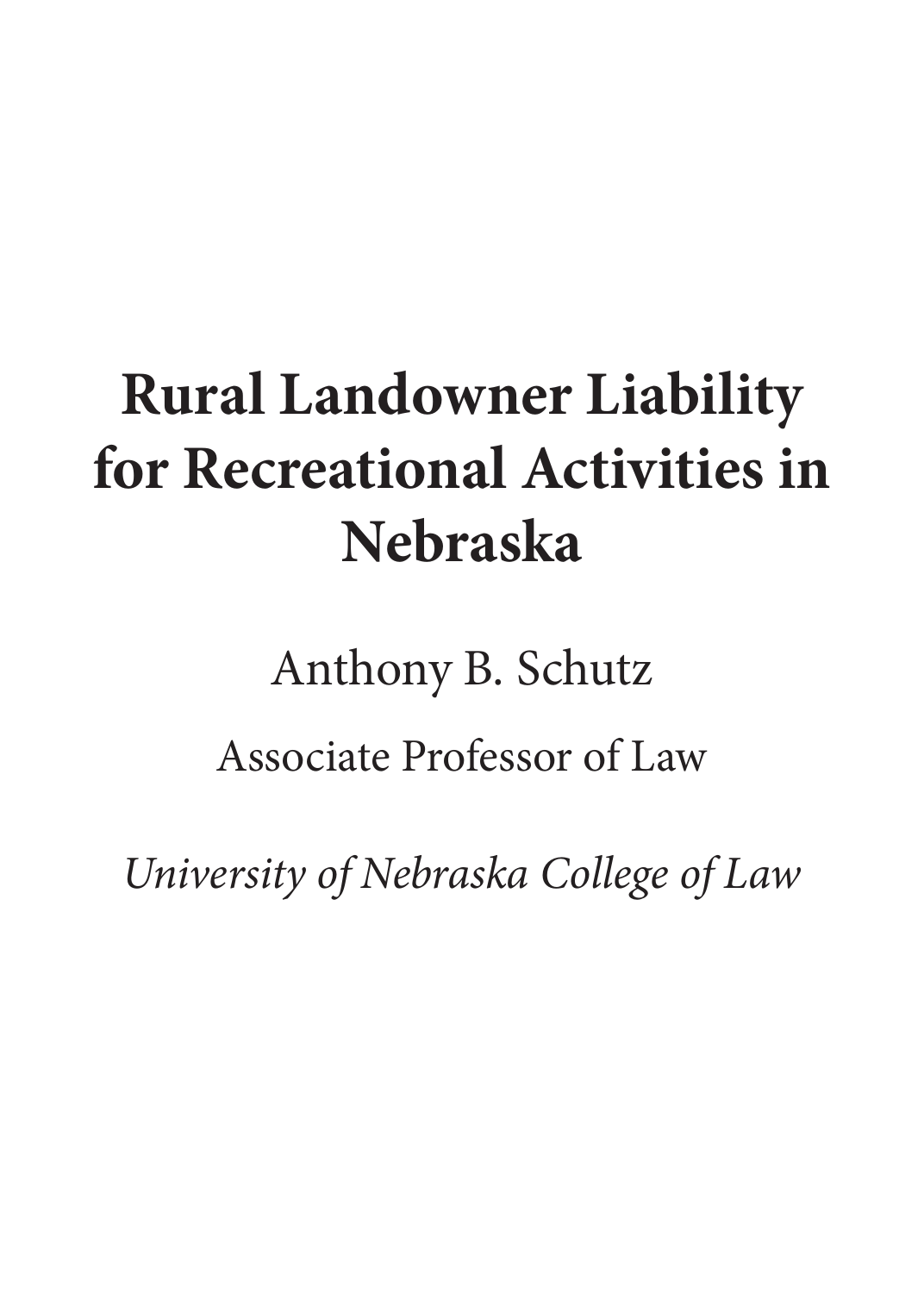# Rural Landowner Liability for Recreational Activities in Nebraska

Anthony B. Schutz

Associate Professor of Law

*University of Nebraska College of Law*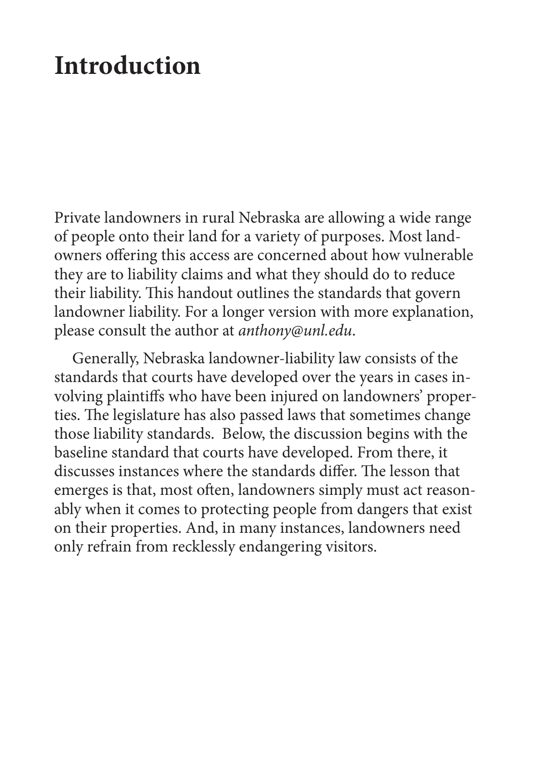# Introduction

Private landowners in rural Nebraska are allowing a wide range of people onto their land for a variety of purposes. Most landowners offering this access are concerned about how vulnerable they are to liability claims and what they should do to reduce their liability. This handout outlines the standards that govern landowner liability. For a longer version with more explanation, please consult the author at *anthony@unl.edu*.

Generally, Nebraska landowner-liability law consists of the standards that courts have developed over the years in cases involving plaintiffs who have been injured on landowners' properties. The legislature has also passed laws that sometimes change those liability standards. Below, the discussion begins with the baseline standard that courts have developed. From there, it discusses instances where the standards differ. The lesson that emerges is that, most often, landowners simply must act reasonably when it comes to protecting people from dangers that exist on their properties. And, in many instances, landowners need only refrain from recklessly endangering visitors.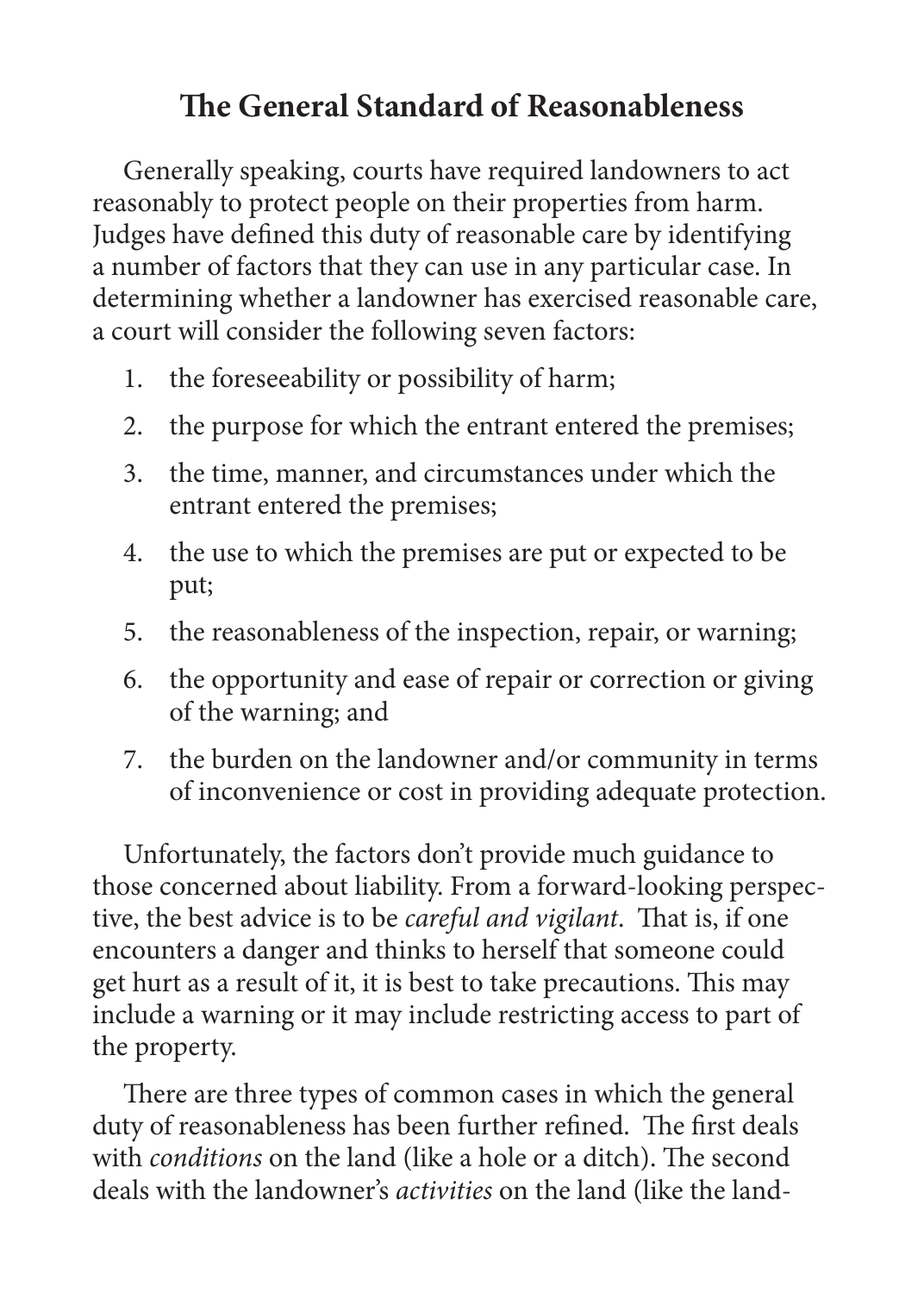## The General Standard of Reasonableness

Generally speaking, courts have required landowners to act reasonably to protect people on their properties from harm. Judges have defined this duty of reasonable care by identifying a number of factors that they can use in any particular case. In determining whether a landowner has exercised reasonable care, a court will consider the following seven factors:

1. the foreseeability or possibility of harm;
2. the purpose for which the entrant entered the premises;
3. the time, manner, and circumstances under which the entrant entered the premises;
4. the use to which the premises are put or expected to be put;
5. the reasonableness of the inspection, repair, or warning;
6. the opportunity and ease of repair or correction or giving of the warning; and
7. the burden on the landowner and/or community in terms of inconvenience or cost in providing adequate protection.

Unfortunately, the factors don't provide much guidance to those concerned about liability. From a forward-looking perspective, the best advice is to be *careful and vigilant*. That is, if one encounters a danger and thinks to herself that someone could get hurt as a result of it, it is best to take precautions. This may include a warning or it may include restricting access to part of the property.

There are three types of common cases in which the general duty of reasonableness has been further refined. The first deals with *conditions* on the land (like a hole or a ditch). The second deals with the landowner's *activities* on the land (like the land-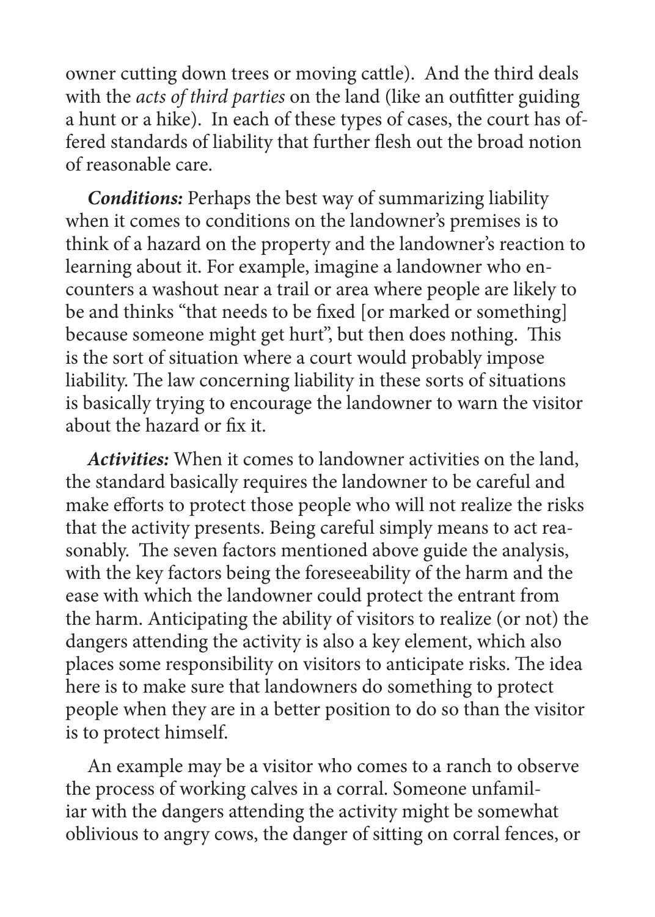owner cutting down trees or moving cattle). And the third deals with the *acts of third parties* on the land (like an outfitter guiding a hunt or a hike). In each of these types of cases, the court has offered standards of liability that further flesh out the broad notion of reasonable care.

***Conditions:*** Perhaps the best way of summarizing liability when it comes to conditions on the landowner's premises is to think of a hazard on the property and the landowner's reaction to learning about it. For example, imagine a landowner who encounters a washout near a trail or area where people are likely to be and thinks "that needs to be fixed [or marked or something] because someone might get hurt", but then does nothing. This is the sort of situation where a court would probably impose liability. The law concerning liability in these sorts of situations is basically trying to encourage the landowner to warn the visitor about the hazard or fix it.

***Activities:*** When it comes to landowner activities on the land, the standard basically requires the landowner to be careful and make efforts to protect those people who will not realize the risks that the activity presents. Being careful simply means to act reasonably. The seven factors mentioned above guide the analysis, with the key factors being the foreseeability of the harm and the ease with which the landowner could protect the entrant from the harm. Anticipating the ability of visitors to realize (or not) the dangers attending the activity is also a key element, which also places some responsibility on visitors to anticipate risks. The idea here is to make sure that landowners do something to protect people when they are in a better position to do so than the visitor is to protect himself.

An example may be a visitor who comes to a ranch to observe the process of working calves in a corral. Someone unfamiliar with the dangers attending the activity might be somewhat oblivious to angry cows, the danger of sitting on corral fences, or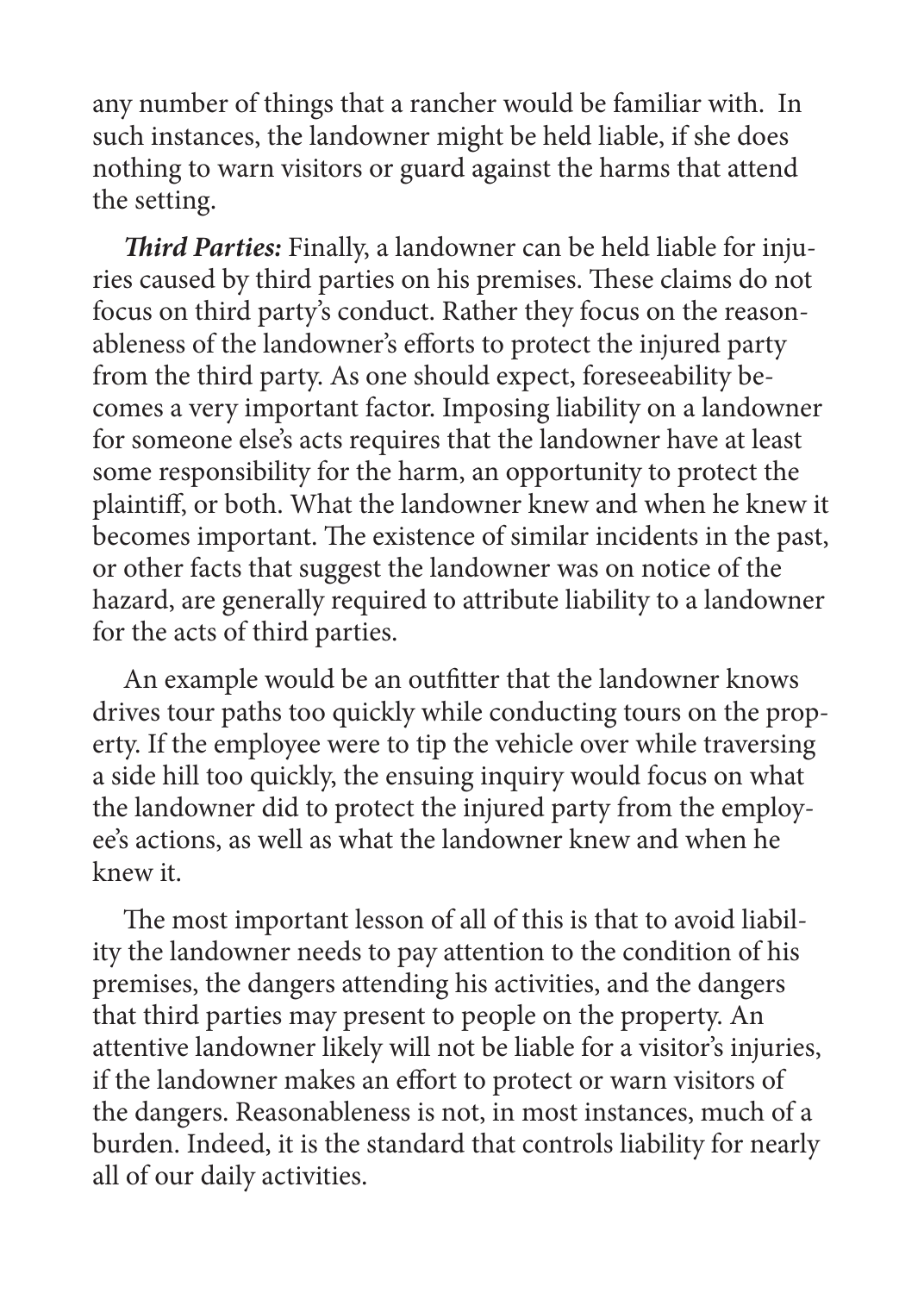any number of things that a rancher would be familiar with. In such instances, the landowner might be held liable, if she does nothing to warn visitors or guard against the harms that attend the setting.

***Third Parties:*** Finally, a landowner can be held liable for injuries caused by third parties on his premises. These claims do not focus on third party's conduct. Rather they focus on the reasonableness of the landowner's efforts to protect the injured party from the third party. As one should expect, foreseeability becomes a very important factor. Imposing liability on a landowner for someone else's acts requires that the landowner have at least some responsibility for the harm, an opportunity to protect the plaintiff, or both. What the landowner knew and when he knew it becomes important. The existence of similar incidents in the past, or other facts that suggest the landowner was on notice of the hazard, are generally required to attribute liability to a landowner for the acts of third parties.

An example would be an outfitter that the landowner knows drives tour paths too quickly while conducting tours on the property. If the employee were to tip the vehicle over while traversing a side hill too quickly, the ensuing inquiry would focus on what the landowner did to protect the injured party from the employee's actions, as well as what the landowner knew and when he knew it.

The most important lesson of all of this is that to avoid liability the landowner needs to pay attention to the condition of his premises, the dangers attending his activities, and the dangers that third parties may present to people on the property. An attentive landowner likely will not be liable for a visitor's injuries, if the landowner makes an effort to protect or warn visitors of the dangers. Reasonableness is not, in most instances, much of a burden. Indeed, it is the standard that controls liability for nearly all of our daily activities.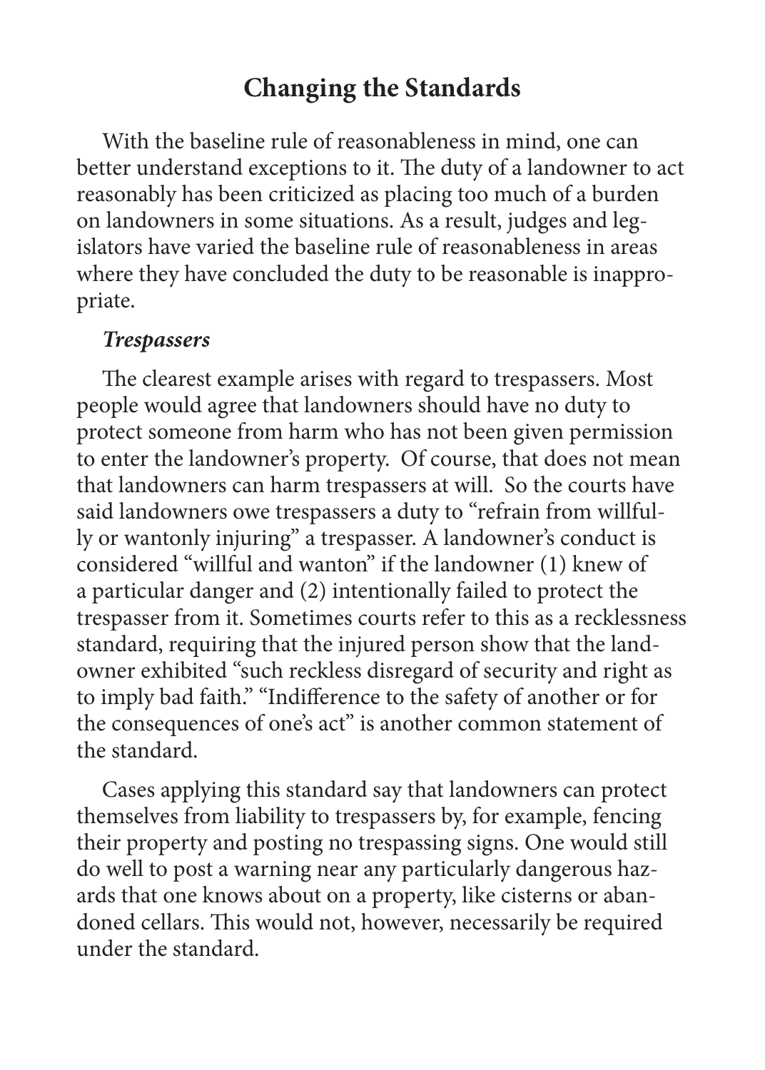## Changing the Standards

With the baseline rule of reasonableness in mind, one can better understand exceptions to it. The duty of a landowner to act reasonably has been criticized as placing too much of a burden on landowners in some situations. As a result, judges and legislators have varied the baseline rule of reasonableness in areas where they have concluded the duty to be reasonable is inappropriate.

### *Trespassers*

The clearest example arises with regard to trespassers. Most people would agree that landowners should have no duty to protect someone from harm who has not been given permission to enter the landowner's property. Of course, that does not mean that landowners can harm trespassers at will. So the courts have said landowners owe trespassers a duty to "refrain from willfully or wantonly injuring" a trespasser. A landowner's conduct is considered "willful and wanton" if the landowner (1) knew of a particular danger and (2) intentionally failed to protect the trespasser from it. Sometimes courts refer to this as a recklessness standard, requiring that the injured person show that the landowner exhibited "such reckless disregard of security and right as to imply bad faith." "Indifference to the safety of another or for the consequences of one's act" is another common statement of the standard.

Cases applying this standard say that landowners can protect themselves from liability to trespassers by, for example, fencing their property and posting no trespassing signs. One would still do well to post a warning near any particularly dangerous hazards that one knows about on a property, like cisterns or abandoned cellars. This would not, however, necessarily be required under the standard.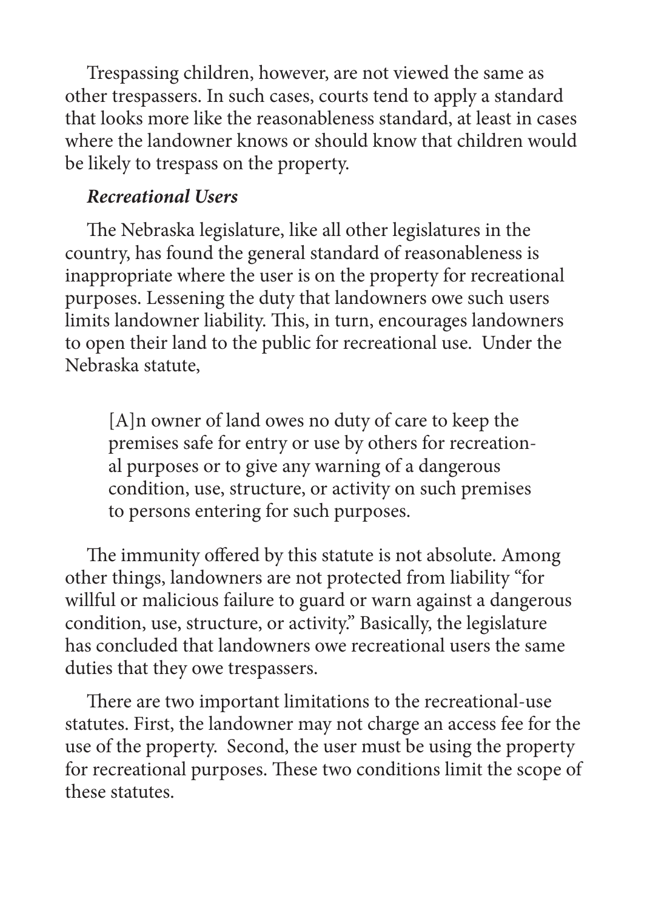Trespassing children, however, are not viewed the same as other trespassers. In such cases, courts tend to apply a standard that looks more like the reasonableness standard, at least in cases where the landowner knows or should know that children would be likely to trespass on the property.

***Recreational Users***

The Nebraska legislature, like all other legislatures in the country, has found the general standard of reasonableness is inappropriate where the user is on the property for recreational purposes. Lessening the duty that landowners owe such users limits landowner liability. This, in turn, encourages landowners to open their land to the public for recreational use. Under the Nebraska statute,

> [A]n owner of land owes no duty of care to keep the premises safe for entry or use by others for recreational purposes or to give any warning of a dangerous condition, use, structure, or activity on such premises to persons entering for such purposes.

The immunity offered by this statute is not absolute. Among other things, landowners are not protected from liability "for willful or malicious failure to guard or warn against a dangerous condition, use, structure, or activity." Basically, the legislature has concluded that landowners owe recreational users the same duties that they owe trespassers.

There are two important limitations to the recreational-use statutes. First, the landowner may not charge an access fee for the use of the property. Second, the user must be using the property for recreational purposes. These two conditions limit the scope of these statutes.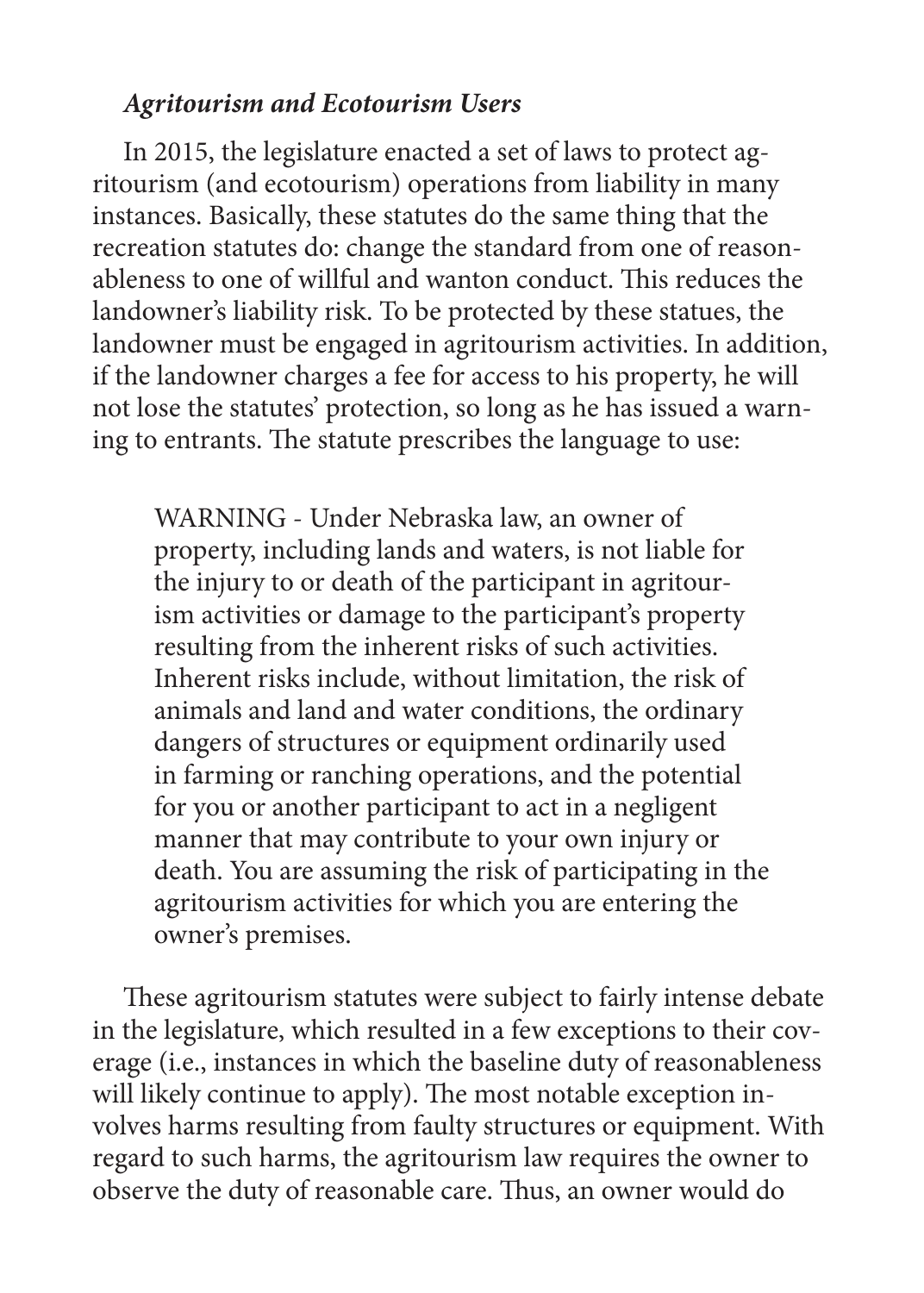***Agritourism and Ecotourism Users***

In 2015, the legislature enacted a set of laws to protect agritourism (and ecotourism) operations from liability in many instances. Basically, these statutes do the same thing that the recreation statutes do: change the standard from one of reasonableness to one of willful and wanton conduct. This reduces the landowner's liability risk. To be protected by these statues, the landowner must be engaged in agritourism activities. In addition, if the landowner charges a fee for access to his property, he will not lose the statutes' protection, so long as he has issued a warning to entrants. The statute prescribes the language to use:

> WARNING - Under Nebraska law, an owner of property, including lands and waters, is not liable for the injury to or death of the participant in agritourism activities or damage to the participant's property resulting from the inherent risks of such activities. Inherent risks include, without limitation, the risk of animals and land and water conditions, the ordinary dangers of structures or equipment ordinarily used in farming or ranching operations, and the potential for you or another participant to act in a negligent manner that may contribute to your own injury or death. You are assuming the risk of participating in the agritourism activities for which you are entering the owner's premises.

These agritourism statutes were subject to fairly intense debate in the legislature, which resulted in a few exceptions to their coverage (i.e., instances in which the baseline duty of reasonableness will likely continue to apply). The most notable exception involves harms resulting from faulty structures or equipment. With regard to such harms, the agritourism law requires the owner to observe the duty of reasonable care. Thus, an owner would do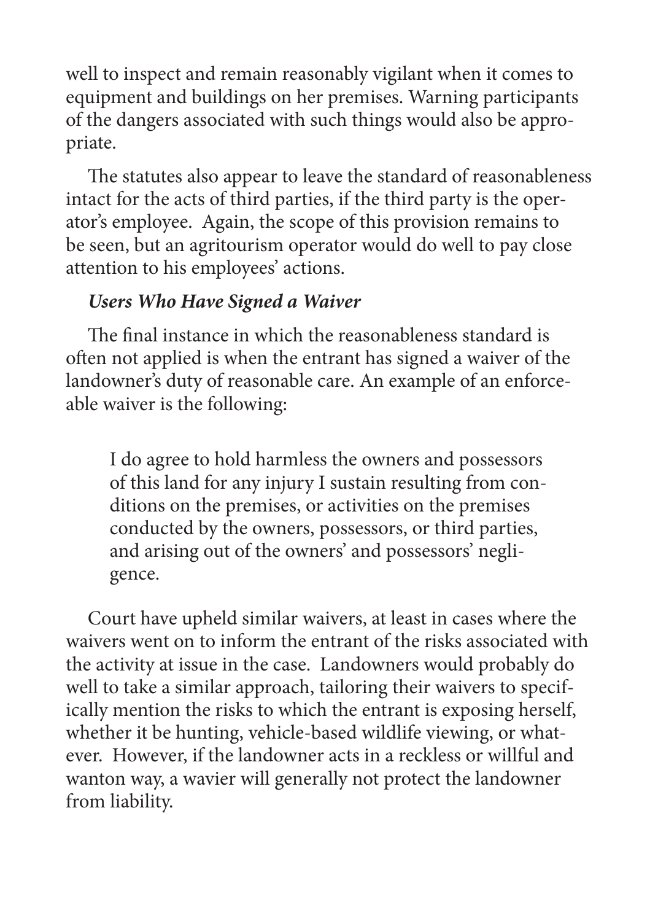well to inspect and remain reasonably vigilant when it comes to equipment and buildings on her premises. Warning participants of the dangers associated with such things would also be appropriate.

The statutes also appear to leave the standard of reasonableness intact for the acts of third parties, if the third party is the operator's employee. Again, the scope of this provision remains to be seen, but an agritourism operator would do well to pay close attention to his employees' actions.

***Users Who Have Signed a Waiver***

The final instance in which the reasonableness standard is often not applied is when the entrant has signed a waiver of the landowner's duty of reasonable care. An example of an enforceable waiver is the following:

> I do agree to hold harmless the owners and possessors of this land for any injury I sustain resulting from conditions on the premises, or activities on the premises conducted by the owners, possessors, or third parties, and arising out of the owners' and possessors' negligence.

Court have upheld similar waivers, at least in cases where the waivers went on to inform the entrant of the risks associated with the activity at issue in the case. Landowners would probably do well to take a similar approach, tailoring their waivers to specifically mention the risks to which the entrant is exposing herself, whether it be hunting, vehicle-based wildlife viewing, or whatever. However, if the landowner acts in a reckless or willful and wanton way, a wavier will generally not protect the landowner from liability.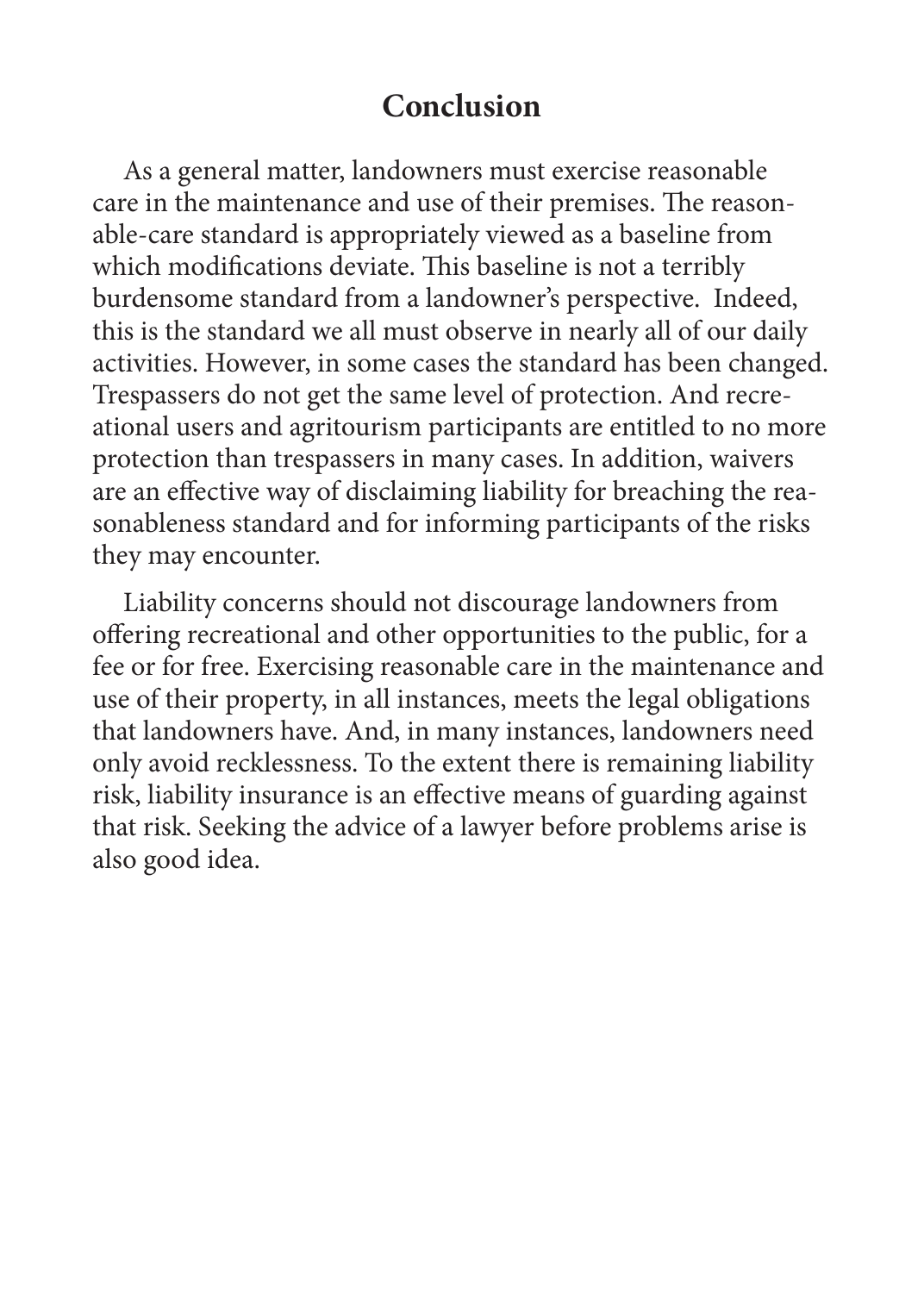## Conclusion

As a general matter, landowners must exercise reasonable care in the maintenance and use of their premises. The reasonable-care standard is appropriately viewed as a baseline from which modifications deviate. This baseline is not a terribly burdensome standard from a landowner's perspective. Indeed, this is the standard we all must observe in nearly all of our daily activities. However, in some cases the standard has been changed. Trespassers do not get the same level of protection. And recreational users and agritourism participants are entitled to no more protection than trespassers in many cases. In addition, waivers are an effective way of disclaiming liability for breaching the reasonableness standard and for informing participants of the risks they may encounter.

Liability concerns should not discourage landowners from offering recreational and other opportunities to the public, for a fee or for free. Exercising reasonable care in the maintenance and use of their property, in all instances, meets the legal obligations that landowners have. And, in many instances, landowners need only avoid recklessness. To the extent there is remaining liability risk, liability insurance is an effective means of guarding against that risk. Seeking the advice of a lawyer before problems arise is also good idea.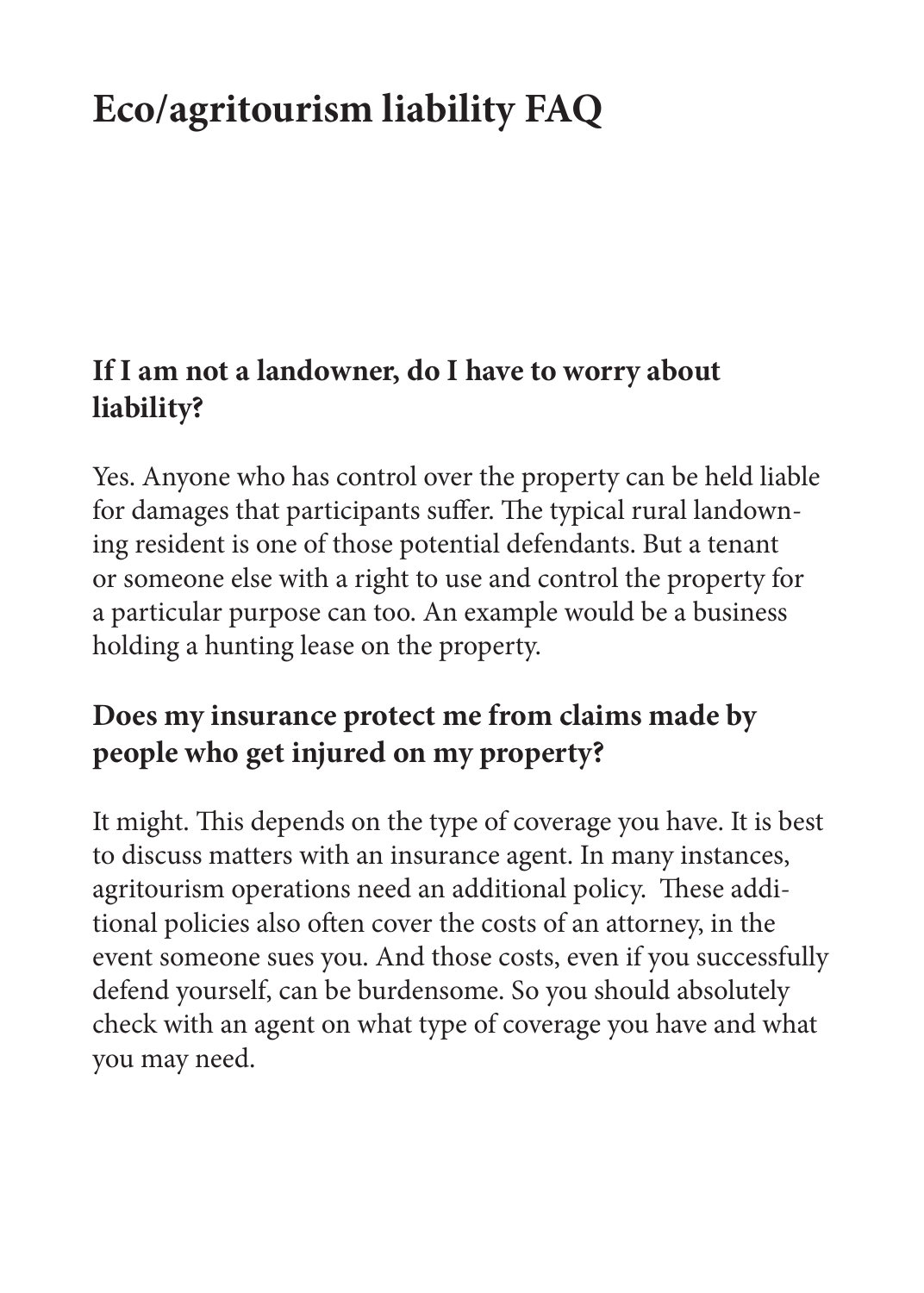# Eco/agritourism liability FAQ

## If I am not a landowner, do I have to worry about liability?

Yes. Anyone who has control over the property can be held liable for damages that participants suffer. The typical rural landowning resident is one of those potential defendants. But a tenant or someone else with a right to use and control the property for a particular purpose can too. An example would be a business holding a hunting lease on the property.

## Does my insurance protect me from claims made by people who get injured on my property?

It might. This depends on the type of coverage you have. It is best to discuss matters with an insurance agent. In many instances, agritourism operations need an additional policy. These additional policies also often cover the costs of an attorney, in the event someone sues you. And those costs, even if you successfully defend yourself, can be burdensome. So you should absolutely check with an agent on what type of coverage you have and what you may need.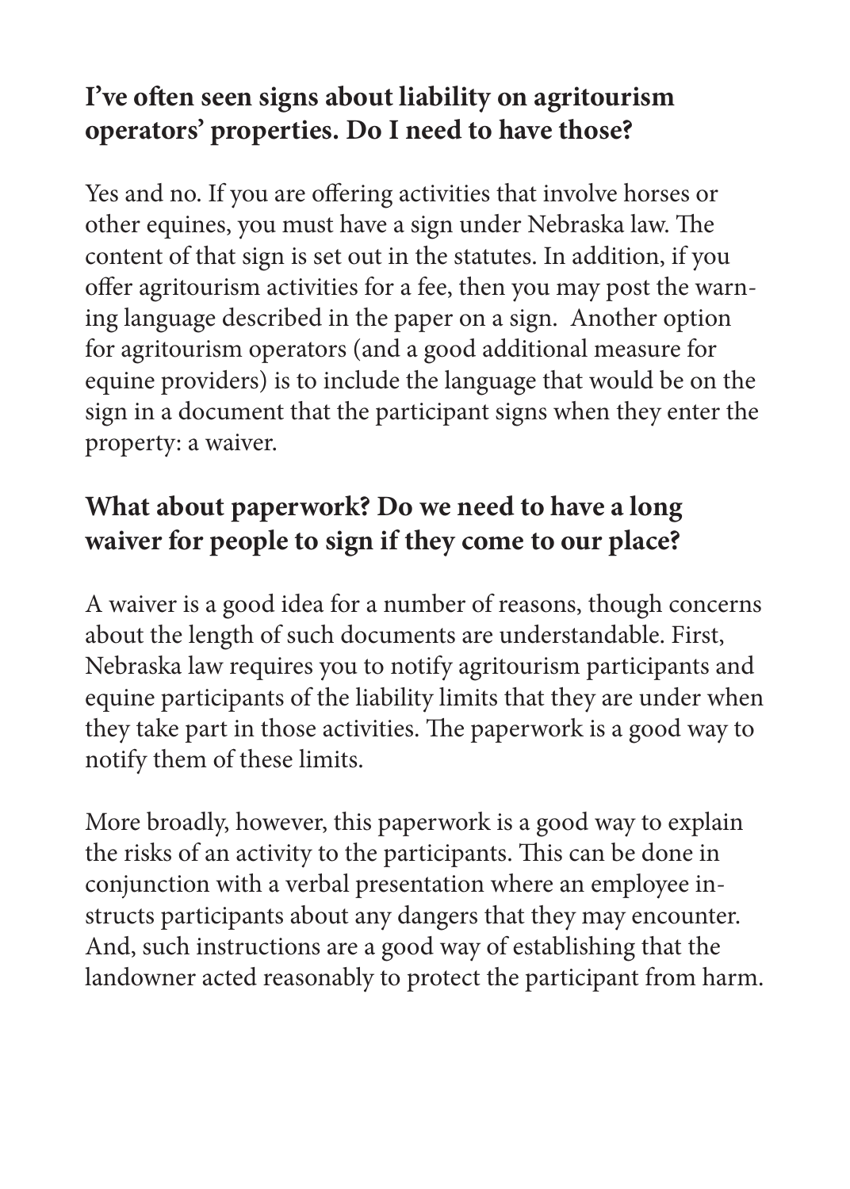### I've often seen signs about liability on agritourism operators' properties. Do I need to have those?

Yes and no. If you are offering activities that involve horses or other equines, you must have a sign under Nebraska law. The content of that sign is set out in the statutes. In addition, if you offer agritourism activities for a fee, then you may post the warning language described in the paper on a sign. Another option for agritourism operators (and a good additional measure for equine providers) is to include the language that would be on the sign in a document that the participant signs when they enter the property: a waiver.

### What about paperwork? Do we need to have a long waiver for people to sign if they come to our place?

A waiver is a good idea for a number of reasons, though concerns about the length of such documents are understandable. First, Nebraska law requires you to notify agritourism participants and equine participants of the liability limits that they are under when they take part in those activities. The paperwork is a good way to notify them of these limits.

More broadly, however, this paperwork is a good way to explain the risks of an activity to the participants. This can be done in conjunction with a verbal presentation where an employee instructs participants about any dangers that they may encounter. And, such instructions are a good way of establishing that the landowner acted reasonably to protect the participant from harm.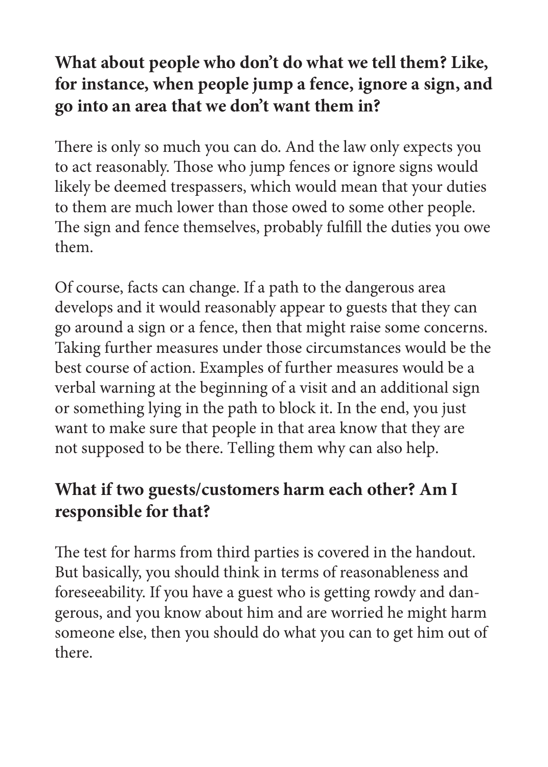### What about people who don't do what we tell them? Like, for instance, when people jump a fence, ignore a sign, and go into an area that we don't want them in?

There is only so much you can do. And the law only expects you to act reasonably. Those who jump fences or ignore signs would likely be deemed trespassers, which would mean that your duties to them are much lower than those owed to some other people. The sign and fence themselves, probably fulfill the duties you owe them.

Of course, facts can change. If a path to the dangerous area develops and it would reasonably appear to guests that they can go around a sign or a fence, then that might raise some concerns. Taking further measures under those circumstances would be the best course of action. Examples of further measures would be a verbal warning at the beginning of a visit and an additional sign or something lying in the path to block it. In the end, you just want to make sure that people in that area know that they are not supposed to be there. Telling them why can also help.

### What if two guests/customers harm each other? Am I responsible for that?

The test for harms from third parties is covered in the handout. But basically, you should think in terms of reasonableness and foreseeability. If you have a guest who is getting rowdy and dangerous, and you know about him and are worried he might harm someone else, then you should do what you can to get him out of there.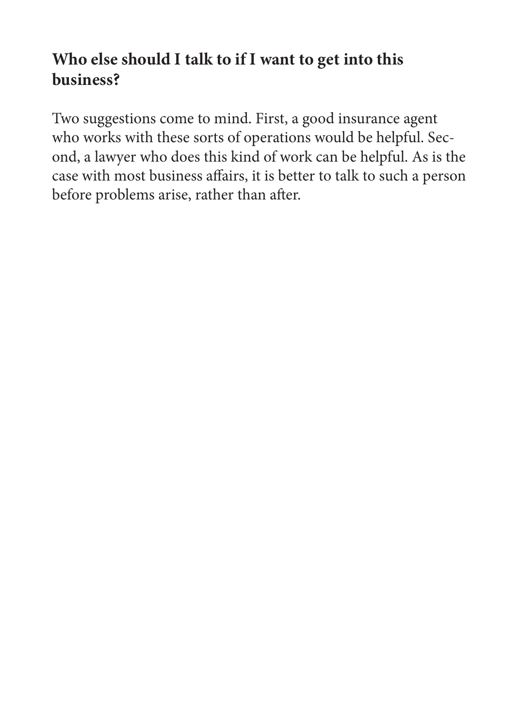### Who else should I talk to if I want to get into this business?

Two suggestions come to mind. First, a good insurance agent who works with these sorts of operations would be helpful. Second, a lawyer who does this kind of work can be helpful. As is the case with most business affairs, it is better to talk to such a person before problems arise, rather than after.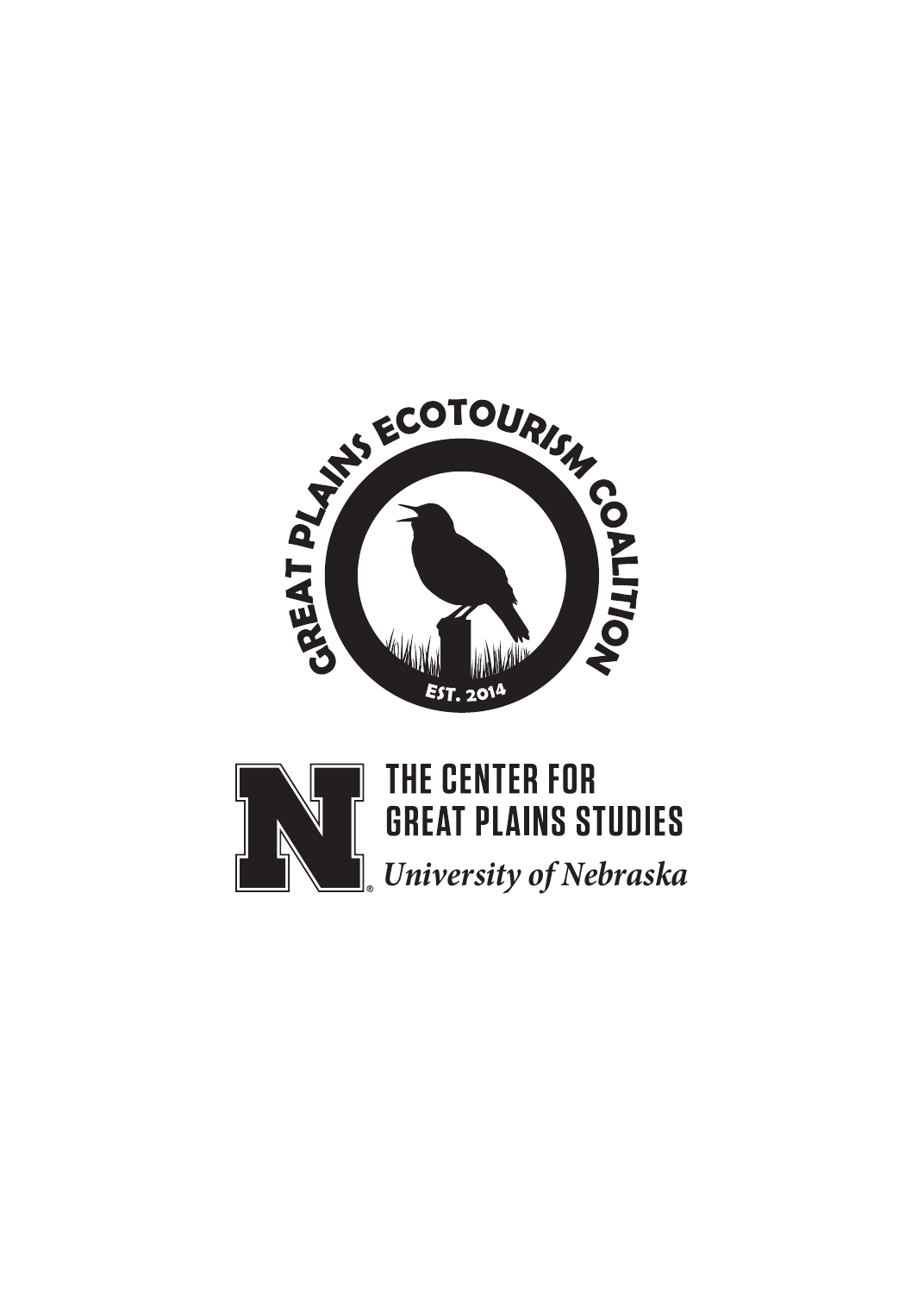GREAT PLAINS ECOTOURISM COALITION

EST. 2014

THE CENTER FOR
GREAT PLAINS STUDIES

*University of Nebraska*